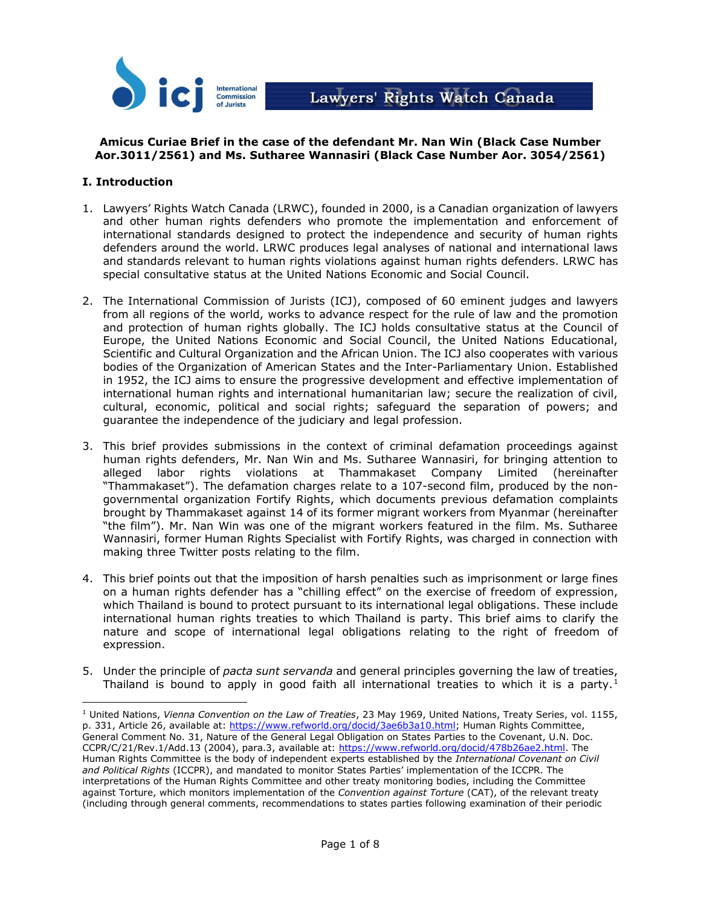**Amicus Curiae Brief in the case of the defendant Mr. Nan Win (Black Case Number Aor.3011/2561) and Ms. Sutharee Wannasiri (Black Case Number Aor. 3054/2561)**

## I. Introduction

1. Lawyers' Rights Watch Canada (LRWC), founded in 2000, is a Canadian organization of lawyers and other human rights defenders who promote the implementation and enforcement of international standards designed to protect the independence and security of human rights defenders around the world. LRWC produces legal analyses of national and international laws and standards relevant to human rights violations against human rights defenders. LRWC has special consultative status at the United Nations Economic and Social Council.

2. The International Commission of Jurists (ICJ), composed of 60 eminent judges and lawyers from all regions of the world, works to advance respect for the rule of law and the promotion and protection of human rights globally. The ICJ holds consultative status at the Council of Europe, the United Nations Economic and Social Council, the United Nations Educational, Scientific and Cultural Organization and the African Union. The ICJ also cooperates with various bodies of the Organization of American States and the Inter-Parliamentary Union. Established in 1952, the ICJ aims to ensure the progressive development and effective implementation of international human rights and international humanitarian law; secure the realization of civil, cultural, economic, political and social rights; safeguard the separation of powers; and guarantee the independence of the judiciary and legal profession.

3. This brief provides submissions in the context of criminal defamation proceedings against human rights defenders, Mr. Nan Win and Ms. Sutharee Wannasiri, for bringing attention to alleged labor rights violations at Thammakaset Company Limited (hereinafter "Thammakaset"). The defamation charges relate to a 107-second film, produced by the non-governmental organization Fortify Rights, which documents previous defamation complaints brought by Thammakaset against 14 of its former migrant workers from Myanmar (hereinafter "the film"). Mr. Nan Win was one of the migrant workers featured in the film. Ms. Sutharee Wannasiri, former Human Rights Specialist with Fortify Rights, was charged in connection with making three Twitter posts relating to the film.

4. This brief points out that the imposition of harsh penalties such as imprisonment or large fines on a human rights defender has a "chilling effect" on the exercise of freedom of expression, which Thailand is bound to protect pursuant to its international legal obligations. These include international human rights treaties to which Thailand is party. This brief aims to clarify the nature and scope of international legal obligations relating to the right of freedom of expression.

5. Under the principle of *pacta sunt servanda* and general principles governing the law of treaties, Thailand is bound to apply in good faith all international treaties to which it is a party.[1]

---

[1] United Nations, *Vienna Convention on the Law of Treaties*, 23 May 1969, United Nations, Treaty Series, vol. 1155, p. 331, Article 26, available at: https://www.refworld.org/docid/3ae6b3a10.html; Human Rights Committee, General Comment No. 31, Nature of the General Legal Obligation on States Parties to the Covenant, U.N. Doc. CCPR/C/21/Rev.1/Add.13 (2004), para.3, available at: https://www.refworld.org/docid/478b26ae2.html. The Human Rights Committee is the body of independent experts established by the *International Covenant on Civil and Political Rights* (ICCPR), and mandated to monitor States Parties' implementation of the ICCPR. The interpretations of the Human Rights Committee and other treaty monitoring bodies, including the Committee against Torture, which monitors implementation of the *Convention against Torture* (CAT), of the relevant treaty (including through general comments, recommendations to states parties following examination of their periodic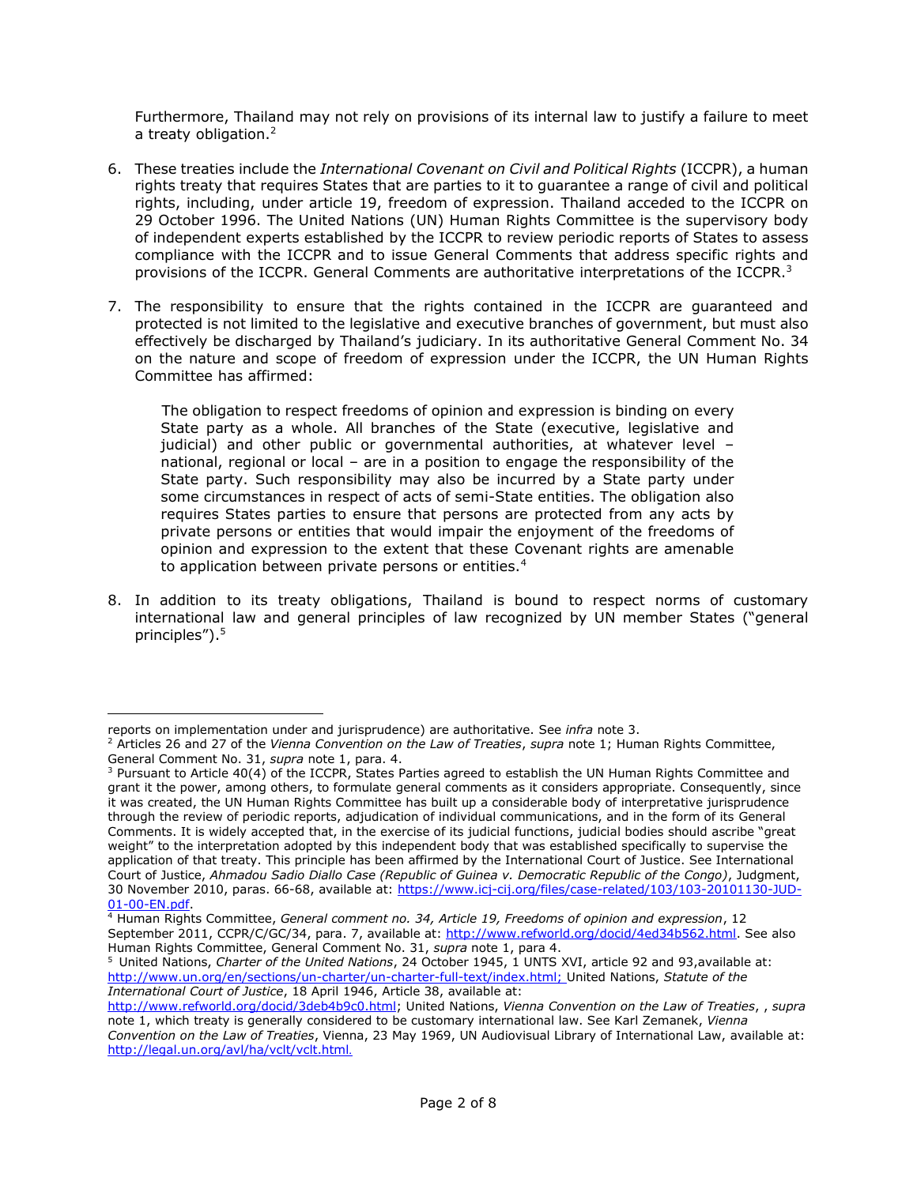Furthermore, Thailand may not rely on provisions of its internal law to justify a failure to meet a treaty obligation.[2]

6. These treaties include the *International Covenant on Civil and Political Rights* (ICCPR), a human rights treaty that requires States that are parties to it to guarantee a range of civil and political rights, including, under article 19, freedom of expression. Thailand acceded to the ICCPR on 29 October 1996. The United Nations (UN) Human Rights Committee is the supervisory body of independent experts established by the ICCPR to review periodic reports of States to assess compliance with the ICCPR and to issue General Comments that address specific rights and provisions of the ICCPR. General Comments are authoritative interpretations of the ICCPR.[3]

7. The responsibility to ensure that the rights contained in the ICCPR are guaranteed and protected is not limited to the legislative and executive branches of government, but must also effectively be discharged by Thailand's judiciary. In its authoritative General Comment No. 34 on the nature and scope of freedom of expression under the ICCPR, the UN Human Rights Committee has affirmed:

> The obligation to respect freedoms of opinion and expression is binding on every State party as a whole. All branches of the State (executive, legislative and judicial) and other public or governmental authorities, at whatever level – national, regional or local – are in a position to engage the responsibility of the State party. Such responsibility may also be incurred by a State party under some circumstances in respect of acts of semi-State entities. The obligation also requires States parties to ensure that persons are protected from any acts by private persons or entities that would impair the enjoyment of the freedoms of opinion and expression to the extent that these Covenant rights are amenable to application between private persons or entities.[4]

8. In addition to its treaty obligations, Thailand is bound to respect norms of customary international law and general principles of law recognized by UN member States ("general principles").[5]

---

reports on implementation under and jurisprudence) are authoritative. See *infra* note 3.

[2] Articles 26 and 27 of the *Vienna Convention on the Law of Treaties*, *supra* note 1; Human Rights Committee, General Comment No. 31, *supra* note 1, para. 4.

[3] Pursuant to Article 40(4) of the ICCPR, States Parties agreed to establish the UN Human Rights Committee and grant it the power, among others, to formulate general comments as it considers appropriate. Consequently, since it was created, the UN Human Rights Committee has built up a considerable body of interpretative jurisprudence through the review of periodic reports, adjudication of individual communications, and in the form of its General Comments. It is widely accepted that, in the exercise of its judicial functions, judicial bodies should ascribe "great weight" to the interpretation adopted by this independent body that was established specifically to supervise the application of that treaty. This principle has been affirmed by the International Court of Justice. See International Court of Justice, *Ahmadou Sadio Diallo Case (Republic of Guinea v. Democratic Republic of the Congo)*, Judgment, 30 November 2010, paras. 66-68, available at: https://www.icj-cij.org/files/case-related/103/103-20101130-JUD-01-00-EN.pdf.

[4] Human Rights Committee, *General comment no. 34, Article 19, Freedoms of opinion and expression*, 12 September 2011, CCPR/C/GC/34, para. 7, available at: http://www.refworld.org/docid/4ed34b562.html. See also Human Rights Committee, General Comment No. 31, *supra* note 1, para 4.

[5] United Nations, *Charter of the United Nations*, 24 October 1945, 1 UNTS XVI, article 92 and 93,available at: http://www.un.org/en/sections/un-charter/un-charter-full-text/index.html; United Nations, *Statute of the International Court of Justice*, 18 April 1946, Article 38, available at: http://www.refworld.org/docid/3deb4b9c0.html; United Nations, *Vienna Convention on the Law of Treaties*, , *supra* note 1, which treaty is generally considered to be customary international law. See Karl Zemanek, *Vienna Convention on the Law of Treaties*, Vienna, 23 May 1969, UN Audiovisual Library of International Law, available at: http://legal.un.org/avl/ha/vclt/vclt.html.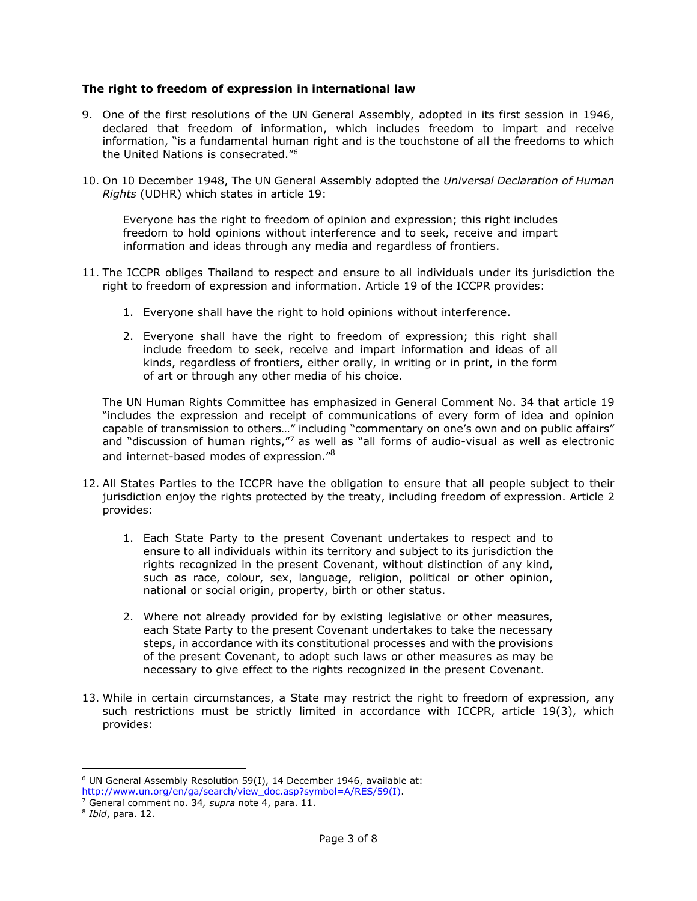**The right to freedom of expression in international law**

9. One of the first resolutions of the UN General Assembly, adopted in its first session in 1946, declared that freedom of information, which includes freedom to impart and receive information, "is a fundamental human right and is the touchstone of all the freedoms to which the United Nations is consecrated."[6]

10. On 10 December 1948, The UN General Assembly adopted the *Universal Declaration of Human Rights* (UDHR) which states in article 19:

    > Everyone has the right to freedom of opinion and expression; this right includes freedom to hold opinions without interference and to seek, receive and impart information and ideas through any media and regardless of frontiers.

11. The ICCPR obliges Thailand to respect and ensure to all individuals under its jurisdiction the right to freedom of expression and information. Article 19 of the ICCPR provides:

    1. Everyone shall have the right to hold opinions without interference.

    2. Everyone shall have the right to freedom of expression; this right shall include freedom to seek, receive and impart information and ideas of all kinds, regardless of frontiers, either orally, in writing or in print, in the form of art or through any other media of his choice.

    The UN Human Rights Committee has emphasized in General Comment No. 34 that article 19 "includes the expression and receipt of communications of every form of idea and opinion capable of transmission to others…" including "commentary on one's own and on public affairs" and "discussion of human rights,"[7] as well as "all forms of audio-visual as well as electronic and internet-based modes of expression."[8]

12. All States Parties to the ICCPR have the obligation to ensure that all people subject to their jurisdiction enjoy the rights protected by the treaty, including freedom of expression. Article 2 provides:

    1. Each State Party to the present Covenant undertakes to respect and to ensure to all individuals within its territory and subject to its jurisdiction the rights recognized in the present Covenant, without distinction of any kind, such as race, colour, sex, language, religion, political or other opinion, national or social origin, property, birth or other status.

    2. Where not already provided for by existing legislative or other measures, each State Party to the present Covenant undertakes to take the necessary steps, in accordance with its constitutional processes and with the provisions of the present Covenant, to adopt such laws or other measures as may be necessary to give effect to the rights recognized in the present Covenant.

13. While in certain circumstances, a State may restrict the right to freedom of expression, any such restrictions must be strictly limited in accordance with ICCPR, article 19(3), which provides:

---

[6] UN General Assembly Resolution 59(I), 14 December 1946, available at: http://www.un.org/en/ga/search/view_doc.asp?symbol=A/RES/59(I).

[7] General comment no. 34*, supra* note 4, para. 11.

[8] *Ibid*, para. 12.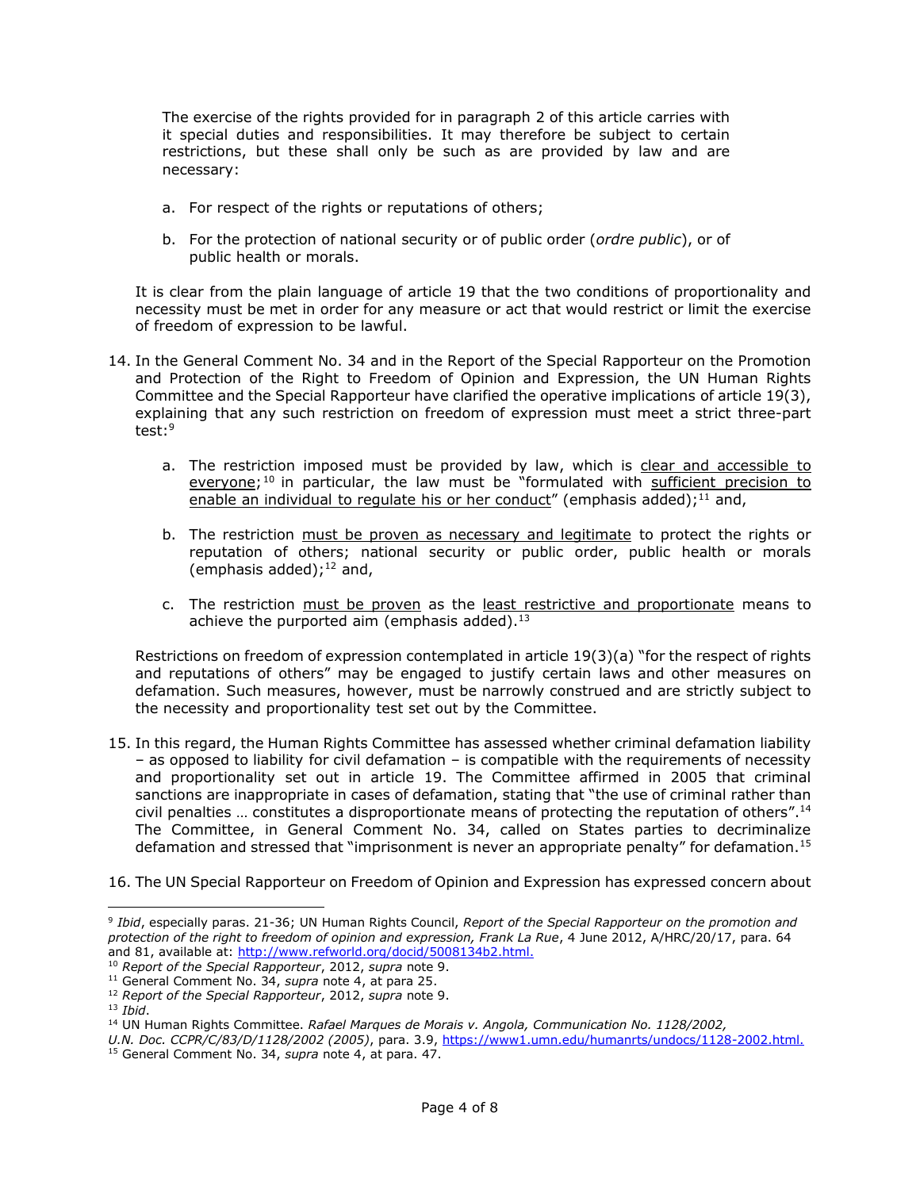The exercise of the rights provided for in paragraph 2 of this article carries with it special duties and responsibilities. It may therefore be subject to certain restrictions, but these shall only be such as are provided by law and are necessary:

a. For respect of the rights or reputations of others;

b. For the protection of national security or of public order (*ordre public*), or of public health or morals.

It is clear from the plain language of article 19 that the two conditions of proportionality and necessity must be met in order for any measure or act that would restrict or limit the exercise of freedom of expression to be lawful.

14. In the General Comment No. 34 and in the Report of the Special Rapporteur on the Promotion and Protection of the Right to Freedom of Opinion and Expression, the UN Human Rights Committee and the Special Rapporteur have clarified the operative implications of article 19(3), explaining that any such restriction on freedom of expression must meet a strict three-part test:[9]

    a. The restriction imposed must be provided by law, which is <u>clear and accessible to everyone</u>;[10] in particular, the law must be "formulated with <u>sufficient precision to enable an individual to regulate his or her conduct</u>" (emphasis added);[11] and,

    b. The restriction <u>must be proven as necessary and legitimate</u> to protect the rights or reputation of others; national security or public order, public health or morals (emphasis added);[12] and,

    c. The restriction <u>must be proven</u> as the <u>least restrictive and proportionate</u> means to achieve the purported aim (emphasis added).[13]

Restrictions on freedom of expression contemplated in article 19(3)(a) "for the respect of rights and reputations of others" may be engaged to justify certain laws and other measures on defamation. Such measures, however, must be narrowly construed and are strictly subject to the necessity and proportionality test set out by the Committee.

15. In this regard, the Human Rights Committee has assessed whether criminal defamation liability – as opposed to liability for civil defamation – is compatible with the requirements of necessity and proportionality set out in article 19. The Committee affirmed in 2005 that criminal sanctions are inappropriate in cases of defamation, stating that "the use of criminal rather than civil penalties … constitutes a disproportionate means of protecting the reputation of others".[14] The Committee, in General Comment No. 34, called on States parties to decriminalize defamation and stressed that "imprisonment is never an appropriate penalty" for defamation.[15]

16. The UN Special Rapporteur on Freedom of Opinion and Expression has expressed concern about

---

[9] *Ibid*, especially paras. 21-36; UN Human Rights Council, *Report of the Special Rapporteur on the promotion and protection of the right to freedom of opinion and expression, Frank La Rue*, 4 June 2012, A/HRC/20/17, para. 64 and 81, available at: http://www.refworld.org/docid/5008134b2.html.

[10] *Report of the Special Rapporteur*, 2012, *supra* note 9.

[11] General Comment No. 34, *supra* note 4, at para 25.

[12] *Report of the Special Rapporteur*, 2012, *supra* note 9.

[13] *Ibid*.

[14] UN Human Rights Committee. *Rafael Marques de Morais v. Angola, Communication No. 1128/2002, U.N. Doc. CCPR/C/83/D/1128/2002 (2005)*, para. 3.9, https://www1.umn.edu/humanrts/undocs/1128-2002.html.

[15] General Comment No. 34, *supra* note 4, at para. 47.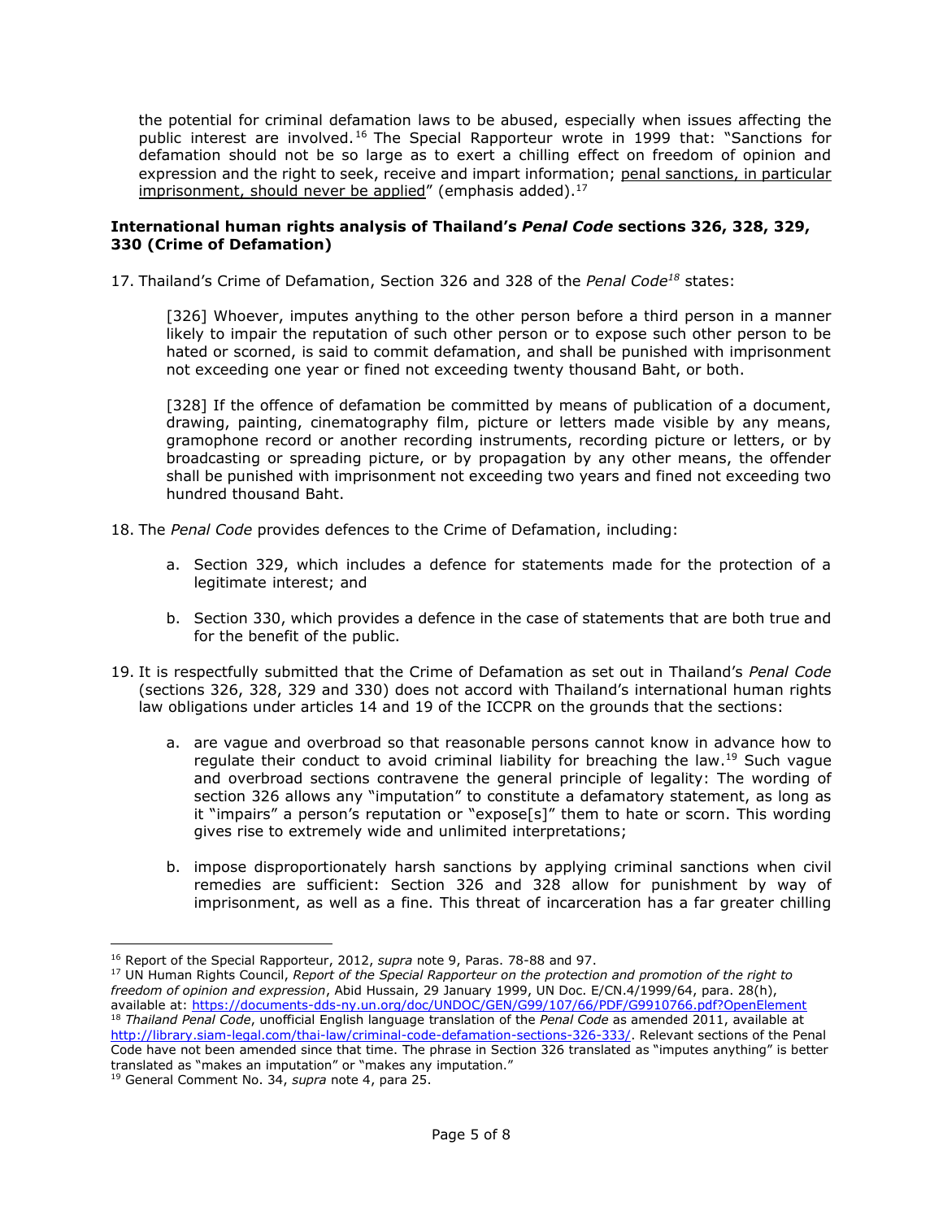the potential for criminal defamation laws to be abused, especially when issues affecting the public interest are involved.[16] The Special Rapporteur wrote in 1999 that: "Sanctions for defamation should not be so large as to exert a chilling effect on freedom of opinion and expression and the right to seek, receive and impart information; <u>penal sanctions, in particular imprisonment, should never be applied</u>" (emphasis added).[17]

**International human rights analysis of Thailand's *Penal Code* sections 326, 328, 329, 330 (Crime of Defamation)**

17. Thailand's Crime of Defamation, Section 326 and 328 of the *Penal Code*[18] states:

    [326] Whoever, imputes anything to the other person before a third person in a manner likely to impair the reputation of such other person or to expose such other person to be hated or scorned, is said to commit defamation, and shall be punished with imprisonment not exceeding one year or fined not exceeding twenty thousand Baht, or both.

    [328] If the offence of defamation be committed by means of publication of a document, drawing, painting, cinematography film, picture or letters made visible by any means, gramophone record or another recording instruments, recording picture or letters, or by broadcasting or spreading picture, or by propagation by any other means, the offender shall be punished with imprisonment not exceeding two years and fined not exceeding two hundred thousand Baht.

18. The *Penal Code* provides defences to the Crime of Defamation, including:

    a. Section 329, which includes a defence for statements made for the protection of a legitimate interest; and

    b. Section 330, which provides a defence in the case of statements that are both true and for the benefit of the public.

19. It is respectfully submitted that the Crime of Defamation as set out in Thailand's *Penal Code* (sections 326, 328, 329 and 330) does not accord with Thailand's international human rights law obligations under articles 14 and 19 of the ICCPR on the grounds that the sections:

    a. are vague and overbroad so that reasonable persons cannot know in advance how to regulate their conduct to avoid criminal liability for breaching the law.[19] Such vague and overbroad sections contravene the general principle of legality: The wording of section 326 allows any "imputation" to constitute a defamatory statement, as long as it "impairs" a person's reputation or "expose[s]" them to hate or scorn. This wording gives rise to extremely wide and unlimited interpretations;

    b. impose disproportionately harsh sanctions by applying criminal sanctions when civil remedies are sufficient: Section 326 and 328 allow for punishment by way of imprisonment, as well as a fine. This threat of incarceration has a far greater chilling

---

[16] Report of the Special Rapporteur, 2012, *supra* note 9, Paras. 78-88 and 97.

[17] UN Human Rights Council, *Report of the Special Rapporteur on the protection and promotion of the right to freedom of opinion and expression*, Abid Hussain, 29 January 1999, UN Doc. E/CN.4/1999/64, para. 28(h), available at: https://documents-dds-ny.un.org/doc/UNDOC/GEN/G99/107/66/PDF/G9910766.pdf?OpenElement

[18] *Thailand Penal Code*, unofficial English language translation of the *Penal Code* as amended 2011, available at http://library.siam-legal.com/thai-law/criminal-code-defamation-sections-326-333/. Relevant sections of the Penal Code have not been amended since that time. The phrase in Section 326 translated as "imputes anything" is better translated as "makes an imputation" or "makes any imputation."

[19] General Comment No. 34, *supra* note 4, para 25.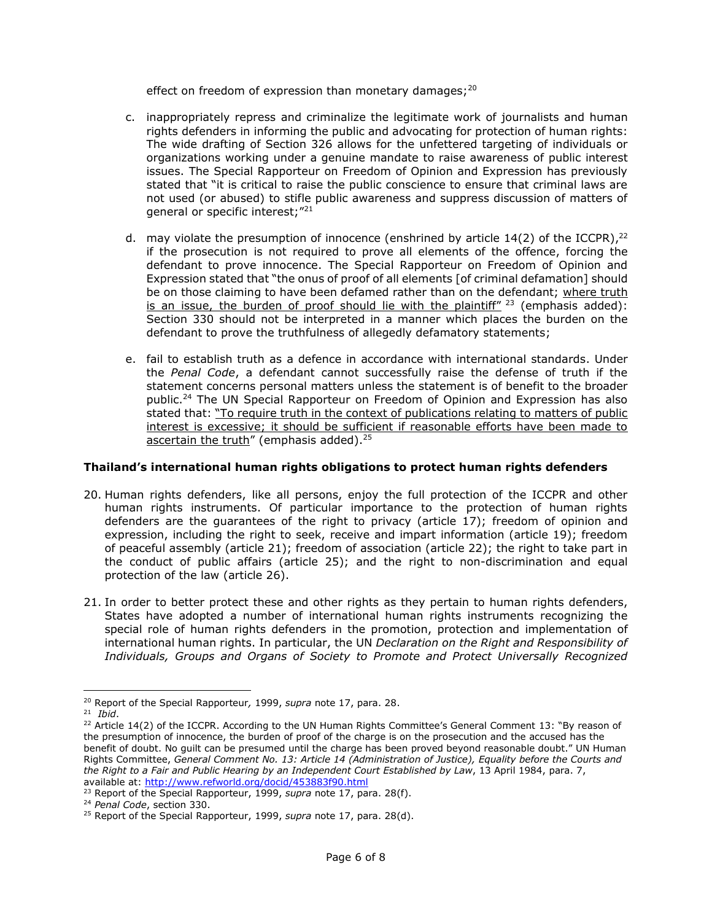effect on freedom of expression than monetary damages;[20]

c. inappropriately repress and criminalize the legitimate work of journalists and human rights defenders in informing the public and advocating for protection of human rights: The wide drafting of Section 326 allows for the unfettered targeting of individuals or organizations working under a genuine mandate to raise awareness of public interest issues. The Special Rapporteur on Freedom of Opinion and Expression has previously stated that "it is critical to raise the public conscience to ensure that criminal laws are not used (or abused) to stifle public awareness and suppress discussion of matters of general or specific interest;"[21]

d. may violate the presumption of innocence (enshrined by article 14(2) of the ICCPR),[22] if the prosecution is not required to prove all elements of the offence, forcing the defendant to prove innocence. The Special Rapporteur on Freedom of Opinion and Expression stated that "the onus of proof of all elements [of criminal defamation] should be on those claiming to have been defamed rather than on the defendant; <u>where truth is an issue, the burden of proof should lie with the plaintiff</u>" [23] (emphasis added): Section 330 should not be interpreted in a manner which places the burden on the defendant to prove the truthfulness of allegedly defamatory statements;

e. fail to establish truth as a defence in accordance with international standards. Under the *Penal Code*, a defendant cannot successfully raise the defense of truth if the statement concerns personal matters unless the statement is of benefit to the broader public.[24] The UN Special Rapporteur on Freedom of Opinion and Expression has also stated that: <u>"To require truth in the context of publications relating to matters of public interest is excessive; it should be sufficient if reasonable efforts have been made to ascertain the truth</u>" (emphasis added).[25]

**Thailand's international human rights obligations to protect human rights defenders**

20. Human rights defenders, like all persons, enjoy the full protection of the ICCPR and other human rights instruments. Of particular importance to the protection of human rights defenders are the guarantees of the right to privacy (article 17); freedom of opinion and expression, including the right to seek, receive and impart information (article 19); freedom of peaceful assembly (article 21); freedom of association (article 22); the right to take part in the conduct of public affairs (article 25); and the right to non-discrimination and equal protection of the law (article 26).

21. In order to better protect these and other rights as they pertain to human rights defenders, States have adopted a number of international human rights instruments recognizing the special role of human rights defenders in the promotion, protection and implementation of international human rights. In particular, the UN *Declaration on the Right and Responsibility of Individuals, Groups and Organs of Society to Promote and Protect Universally Recognized*

---

[20] Report of the Special Rapporteur*,* 1999, *supra* note 17, para. 28.

[21] *Ibid*.

[22] Article 14(2) of the ICCPR. According to the UN Human Rights Committee's General Comment 13: "By reason of the presumption of innocence, the burden of proof of the charge is on the prosecution and the accused has the benefit of doubt. No guilt can be presumed until the charge has been proved beyond reasonable doubt." UN Human Rights Committee, *General Comment No. 13: Article 14 (Administration of Justice), Equality before the Courts and the Right to a Fair and Public Hearing by an Independent Court Established by Law*, 13 April 1984, para. 7, available at: http://www.refworld.org/docid/453883f90.html

[23] Report of the Special Rapporteur, 1999, *supra* note 17, para. 28(f).

[24] *Penal Code*, section 330.

[25] Report of the Special Rapporteur, 1999, *supra* note 17, para. 28(d).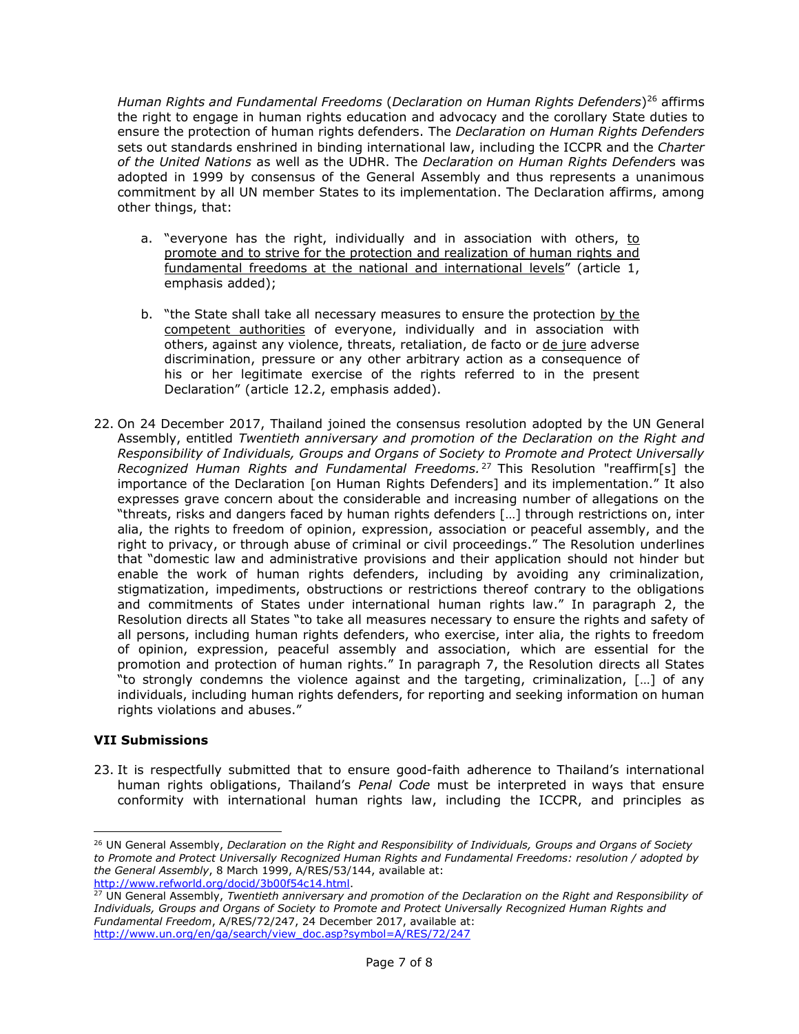*Human Rights and Fundamental Freedoms* (*Declaration on Human Rights Defenders*)[26] affirms the right to engage in human rights education and advocacy and the corollary State duties to ensure the protection of human rights defenders. The *Declaration on Human Rights Defenders* sets out standards enshrined in binding international law, including the ICCPR and the *Charter of the United Nations* as well as the UDHR. The *Declaration on Human Rights Defender*s was adopted in 1999 by consensus of the General Assembly and thus represents a unanimous commitment by all UN member States to its implementation. The Declaration affirms, among other things, that:

a. "everyone has the right, individually and in association with others, <u>to promote and to strive for the protection and realization of human rights and fundamental freedoms at the national and international levels</u>" (article 1, emphasis added);

b. "the State shall take all necessary measures to ensure the protection <u>by the competent authorities</u> of everyone, individually and in association with others, against any violence, threats, retaliation, de facto or <u>de jure</u> adverse discrimination, pressure or any other arbitrary action as a consequence of his or her legitimate exercise of the rights referred to in the present Declaration" (article 12.2, emphasis added).

22. On 24 December 2017, Thailand joined the consensus resolution adopted by the UN General Assembly, entitled *Twentieth anniversary and promotion of the Declaration on the Right and Responsibility of Individuals, Groups and Organs of Society to Promote and Protect Universally Recognized Human Rights and Fundamental Freedoms.*[27] This Resolution "reaffirm[s] the importance of the Declaration [on Human Rights Defenders] and its implementation." It also expresses grave concern about the considerable and increasing number of allegations on the "threats, risks and dangers faced by human rights defenders […] through restrictions on, inter alia, the rights to freedom of opinion, expression, association or peaceful assembly, and the right to privacy, or through abuse of criminal or civil proceedings." The Resolution underlines that "domestic law and administrative provisions and their application should not hinder but enable the work of human rights defenders, including by avoiding any criminalization, stigmatization, impediments, obstructions or restrictions thereof contrary to the obligations and commitments of States under international human rights law." In paragraph 2, the Resolution directs all States "to take all measures necessary to ensure the rights and safety of all persons, including human rights defenders, who exercise, inter alia, the rights to freedom of opinion, expression, peaceful assembly and association, which are essential for the promotion and protection of human rights." In paragraph 7, the Resolution directs all States "to strongly condemns the violence against and the targeting, criminalization, […] of any individuals, including human rights defenders, for reporting and seeking information on human rights violations and abuses."

## VII Submissions

23. It is respectfully submitted that to ensure good-faith adherence to Thailand's international human rights obligations, Thailand's *Penal Code* must be interpreted in ways that ensure conformity with international human rights law, including the ICCPR, and principles as

---

[26] UN General Assembly, *Declaration on the Right and Responsibility of Individuals, Groups and Organs of Society to Promote and Protect Universally Recognized Human Rights and Fundamental Freedoms: resolution / adopted by the General Assembly*, 8 March 1999, A/RES/53/144, available at: http://www.refworld.org/docid/3b00f54c14.html.

[27] UN General Assembly, *Twentieth anniversary and promotion of the Declaration on the Right and Responsibility of Individuals, Groups and Organs of Society to Promote and Protect Universally Recognized Human Rights and Fundamental Freedom*, A/RES/72/247, 24 December 2017, available at: http://www.un.org/en/ga/search/view_doc.asp?symbol=A/RES/72/247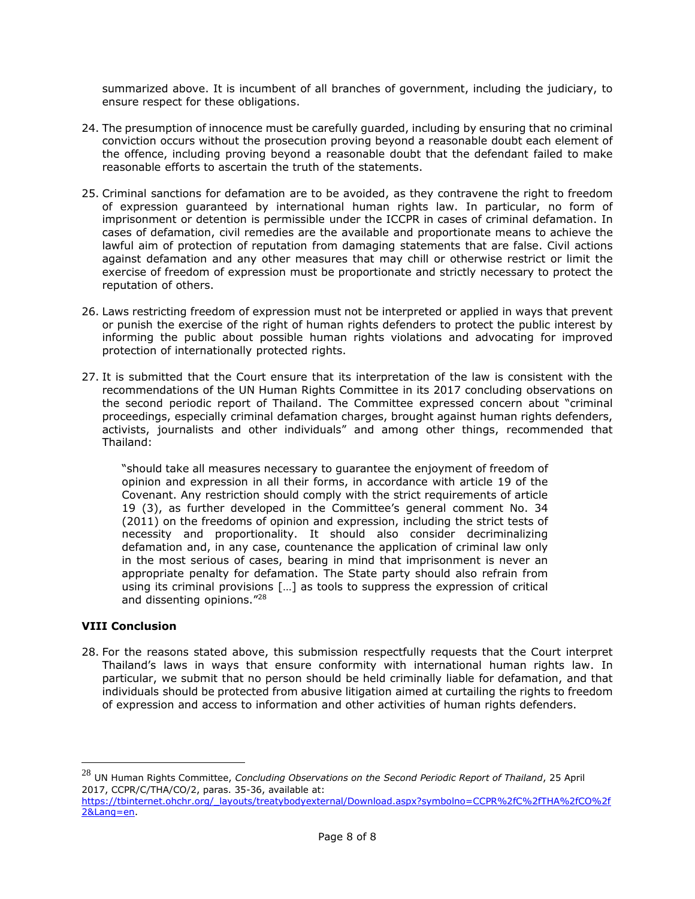summarized above. It is incumbent of all branches of government, including the judiciary, to ensure respect for these obligations.

24. The presumption of innocence must be carefully guarded, including by ensuring that no criminal conviction occurs without the prosecution proving beyond a reasonable doubt each element of the offence, including proving beyond a reasonable doubt that the defendant failed to make reasonable efforts to ascertain the truth of the statements.

25. Criminal sanctions for defamation are to be avoided, as they contravene the right to freedom of expression guaranteed by international human rights law. In particular, no form of imprisonment or detention is permissible under the ICCPR in cases of criminal defamation. In cases of defamation, civil remedies are the available and proportionate means to achieve the lawful aim of protection of reputation from damaging statements that are false. Civil actions against defamation and any other measures that may chill or otherwise restrict or limit the exercise of freedom of expression must be proportionate and strictly necessary to protect the reputation of others.

26. Laws restricting freedom of expression must not be interpreted or applied in ways that prevent or punish the exercise of the right of human rights defenders to protect the public interest by informing the public about possible human rights violations and advocating for improved protection of internationally protected rights.

27. It is submitted that the Court ensure that its interpretation of the law is consistent with the recommendations of the UN Human Rights Committee in its 2017 concluding observations on the second periodic report of Thailand. The Committee expressed concern about "criminal proceedings, especially criminal defamation charges, brought against human rights defenders, activists, journalists and other individuals" and among other things, recommended that Thailand:

> "should take all measures necessary to guarantee the enjoyment of freedom of opinion and expression in all their forms, in accordance with article 19 of the Covenant. Any restriction should comply with the strict requirements of article 19 (3), as further developed in the Committee's general comment No. 34 (2011) on the freedoms of opinion and expression, including the strict tests of necessity and proportionality. It should also consider decriminalizing defamation and, in any case, countenance the application of criminal law only in the most serious of cases, bearing in mind that imprisonment is never an appropriate penalty for defamation. The State party should also refrain from using its criminal provisions […] as tools to suppress the expression of critical and dissenting opinions."[28]

### VIII Conclusion

28. For the reasons stated above, this submission respectfully requests that the Court interpret Thailand's laws in ways that ensure conformity with international human rights law. In particular, we submit that no person should be held criminally liable for defamation, and that individuals should be protected from abusive litigation aimed at curtailing the rights to freedom of expression and access to information and other activities of human rights defenders.

---

[28] UN Human Rights Committee, *Concluding Observations on the Second Periodic Report of Thailand*, 25 April 2017, CCPR/C/THA/CO/2, paras. 35-36, available at: https://tbinternet.ohchr.org/_layouts/treatybodyexternal/Download.aspx?symbolno=CCPR%2fC%2fTHA%2fCO%2f2&Lang=en.